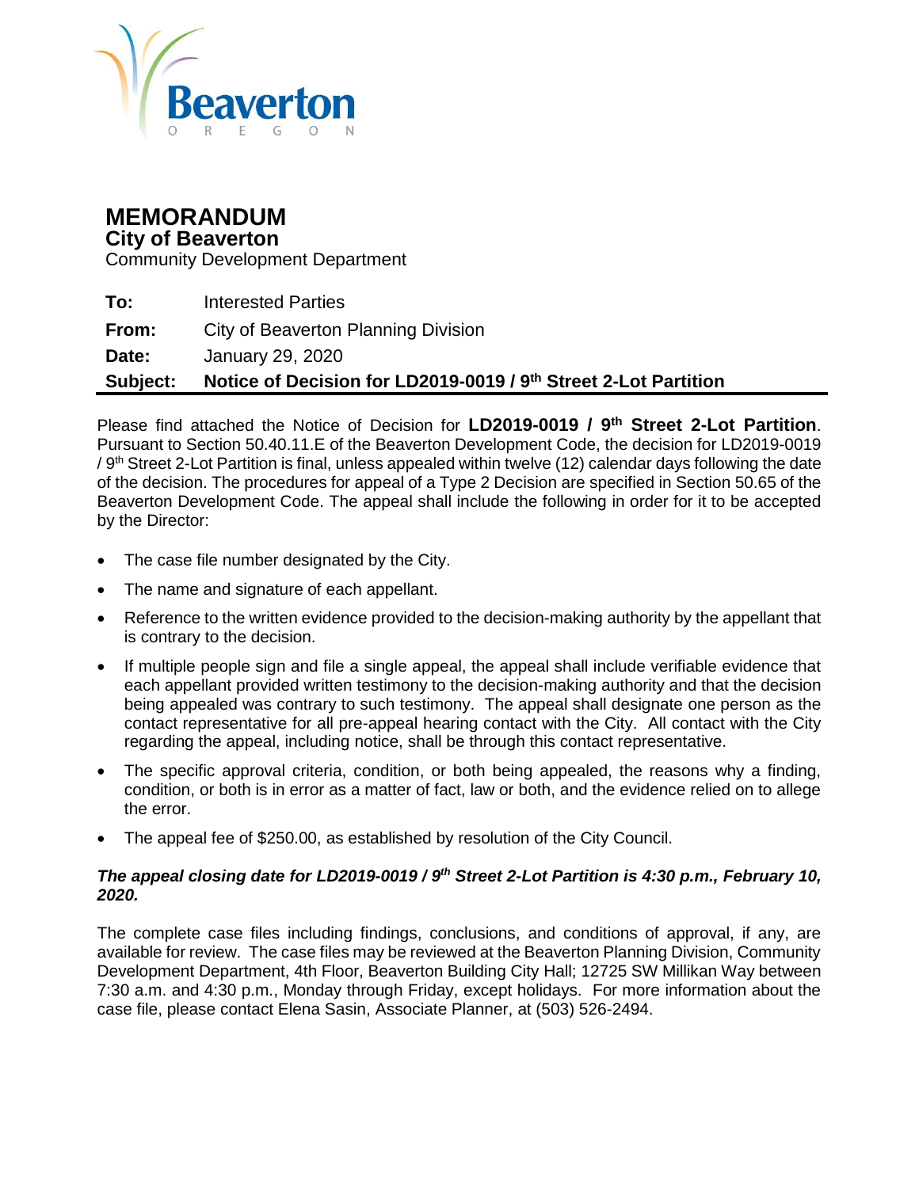Beaverton
OREGON

# MEMORANDUM

## City of Beaverton

Community Development Department

**To:** Interested Parties

**From:** City of Beaverton Planning Division

**Date:** January 29, 2020

**Subject:** **Notice of Decision for LD2019-0019 / 9th Street 2-Lot Partition**

Please find attached the Notice of Decision for **LD2019-0019 / 9th Street 2-Lot Partition**. Pursuant to Section 50.40.11.E of the Beaverton Development Code, the decision for LD2019-0019 / 9th Street 2-Lot Partition is final, unless appealed within twelve (12) calendar days following the date of the decision. The procedures for appeal of a Type 2 Decision are specified in Section 50.65 of the Beaverton Development Code. The appeal shall include the following in order for it to be accepted by the Director:

- The case file number designated by the City.
- The name and signature of each appellant.
- Reference to the written evidence provided to the decision-making authority by the appellant that is contrary to the decision.
- If multiple people sign and file a single appeal, the appeal shall include verifiable evidence that each appellant provided written testimony to the decision-making authority and that the decision being appealed was contrary to such testimony. The appeal shall designate one person as the contact representative for all pre-appeal hearing contact with the City. All contact with the City regarding the appeal, including notice, shall be through this contact representative.
- The specific approval criteria, condition, or both being appealed, the reasons why a finding, condition, or both is in error as a matter of fact, law or both, and the evidence relied on to allege the error.
- The appeal fee of $250.00, as established by resolution of the City Council.

***The appeal closing date for LD2019-0019 / 9th Street 2-Lot Partition is 4:30 p.m., February 10, 2020.***

The complete case files including findings, conclusions, and conditions of approval, if any, are available for review. The case files may be reviewed at the Beaverton Planning Division, Community Development Department, 4th Floor, Beaverton Building City Hall; 12725 SW Millikan Way between 7:30 a.m. and 4:30 p.m., Monday through Friday, except holidays. For more information about the case file, please contact Elena Sasin, Associate Planner, at (503) 526-2494.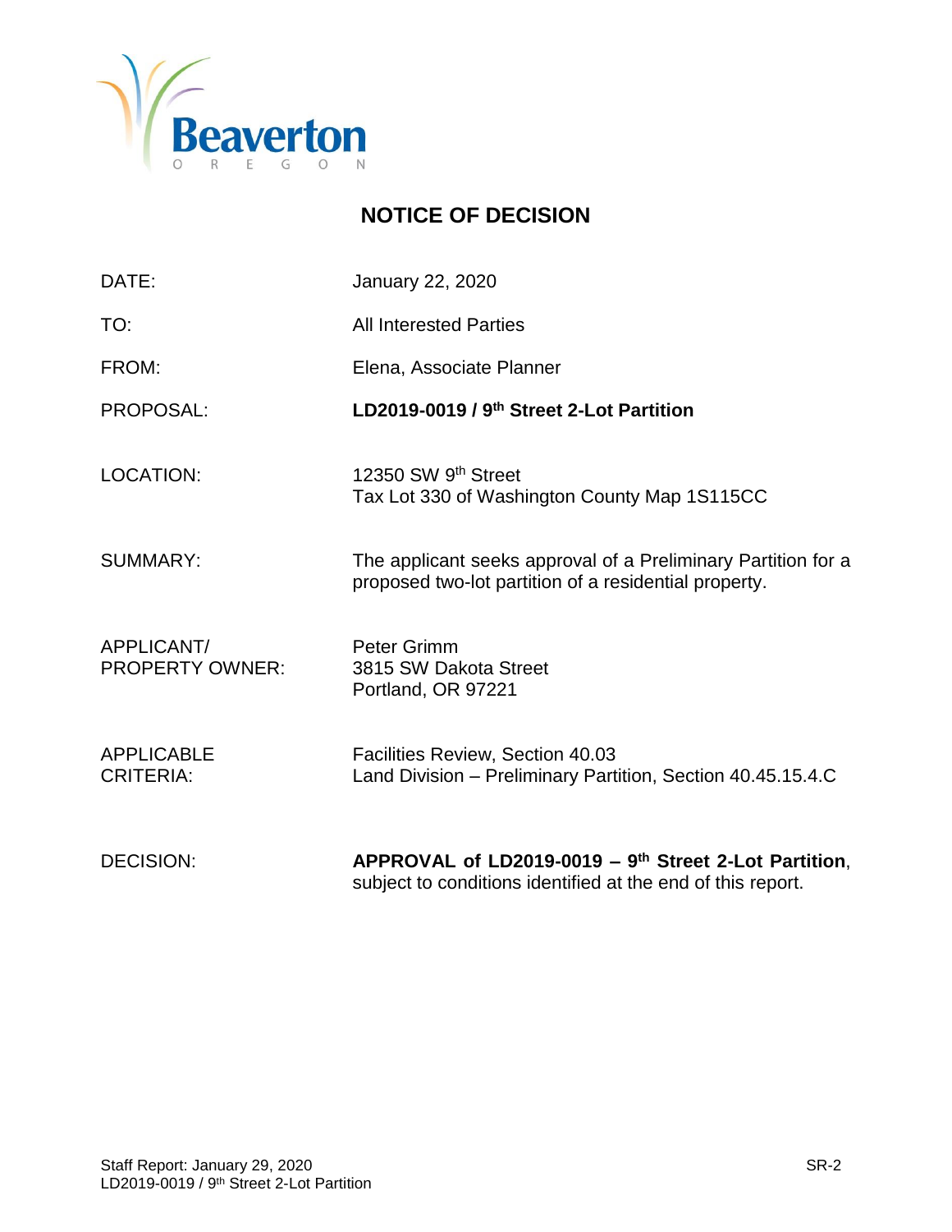Beaverton
OREGON

# NOTICE OF DECISION

| | |
|---|---|
| DATE: | January 22, 2020 |
| TO: | All Interested Parties |
| FROM: | Elena, Associate Planner |
| PROPOSAL: | **LD2019-0019 / 9th Street 2-Lot Partition** |
| LOCATION: | 12350 SW 9th Street<br>Tax Lot 330 of Washington County Map 1S115CC |
| SUMMARY: | The applicant seeks approval of a Preliminary Partition for a proposed two-lot partition of a residential property. |
| APPLICANT/ PROPERTY OWNER: | Peter Grimm<br>3815 SW Dakota Street<br>Portland, OR 97221 |
| APPLICABLE CRITERIA: | Facilities Review, Section 40.03<br>Land Division – Preliminary Partition, Section 40.45.15.4.C |
| DECISION: | **APPROVAL of LD2019-0019 – 9th Street 2-Lot Partition**, subject to conditions identified at the end of this report. |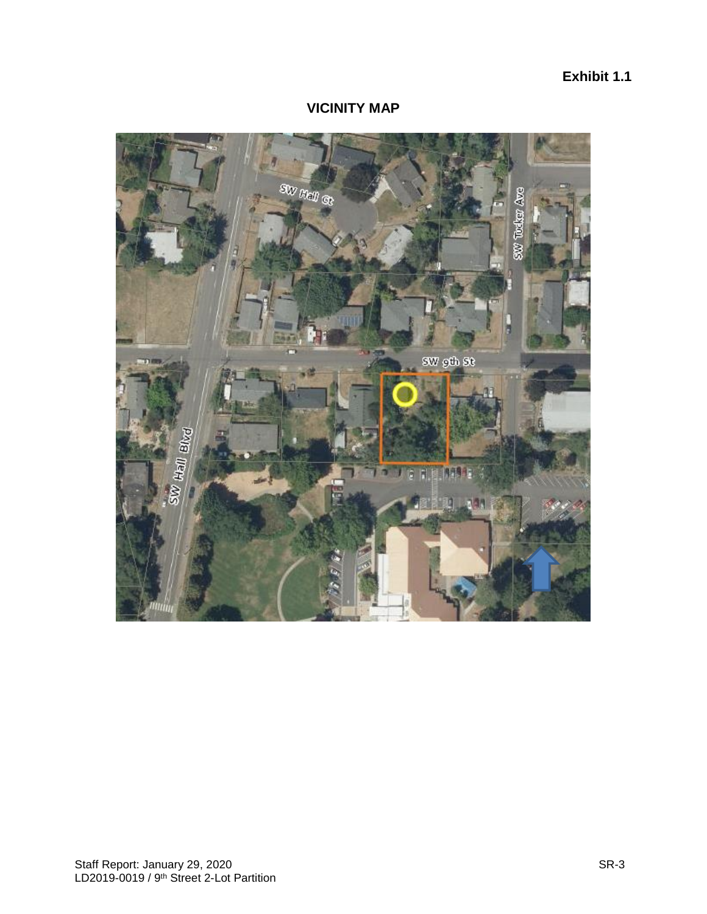**Exhibit 1.1**

## VICINITY MAP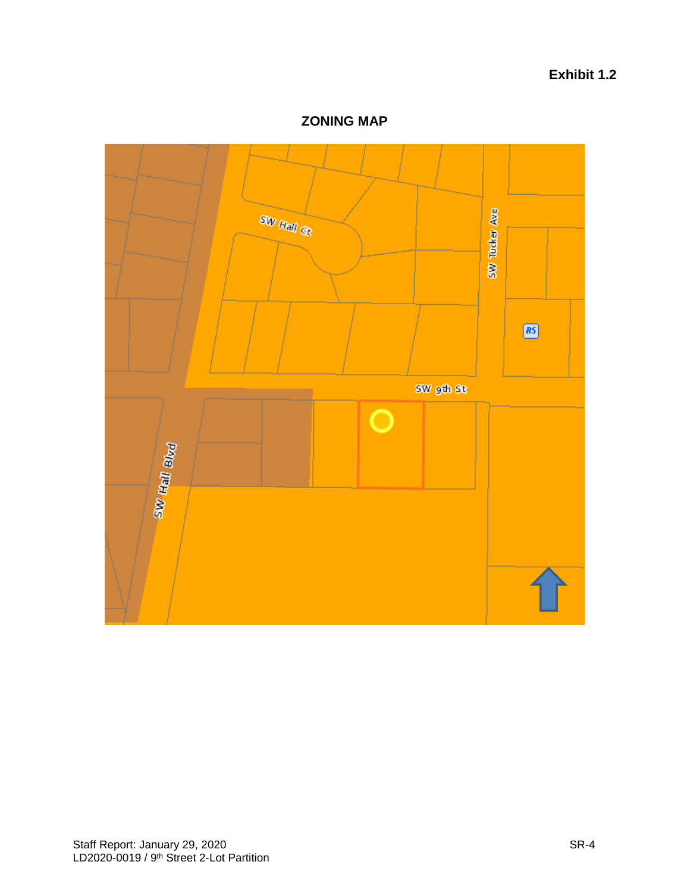**Exhibit 1.2**

## ZONING MAP

SW Hall Ct

SW Tucker Ave

RS

SW 9th St

SW Hall Blvd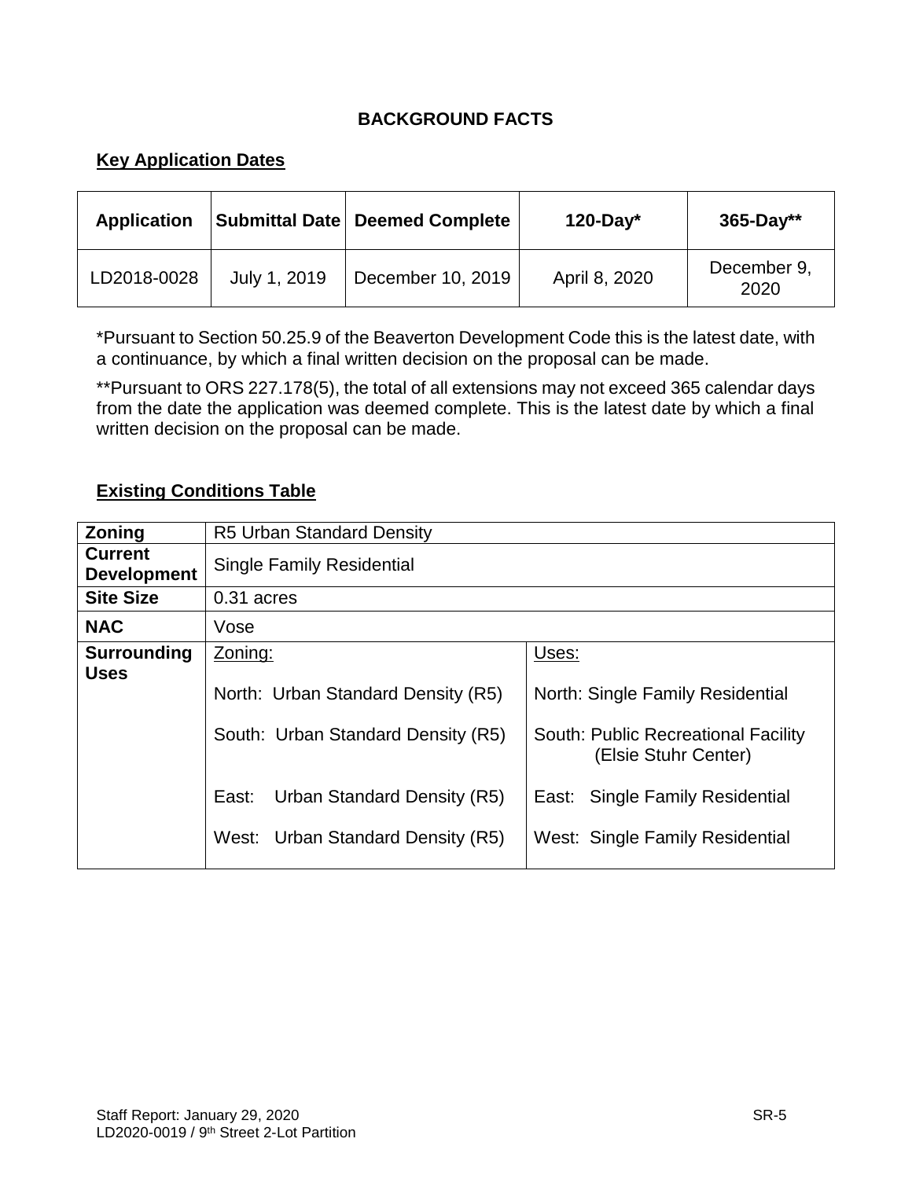## BACKGROUND FACTS

### Key Application Dates

| Application | Submittal Date | Deemed Complete | 120-Day* | 365-Day** |
|---|---|---|---|---|
| LD2018-0028 | July 1, 2019 | December 10, 2019 | April 8, 2020 | December 9, 2020 |

*Pursuant to Section 50.25.9 of the Beaverton Development Code this is the latest date, with a continuance, by which a final written decision on the proposal can be made.

**Pursuant to ORS 227.178(5), the total of all extensions may not exceed 365 calendar days from the date the application was deemed complete. This is the latest date by which a final written decision on the proposal can be made.

### Existing Conditions Table

| | | |
|---|---|---|
| **Zoning** | R5 Urban Standard Density | |
| **Current Development** | Single Family Residential | |
| **Site Size** | 0.31 acres | |
| **NAC** | Vose | |
| **Surrounding Uses** | Zoning:<br><br>North: Urban Standard Density (R5)<br><br>South: Urban Standard Density (R5)<br><br>East: Urban Standard Density (R5)<br><br>West: Urban Standard Density (R5) | Uses:<br><br>North: Single Family Residential<br><br>South: Public Recreational Facility (Elsie Stuhr Center)<br><br>East: Single Family Residential<br><br>West: Single Family Residential |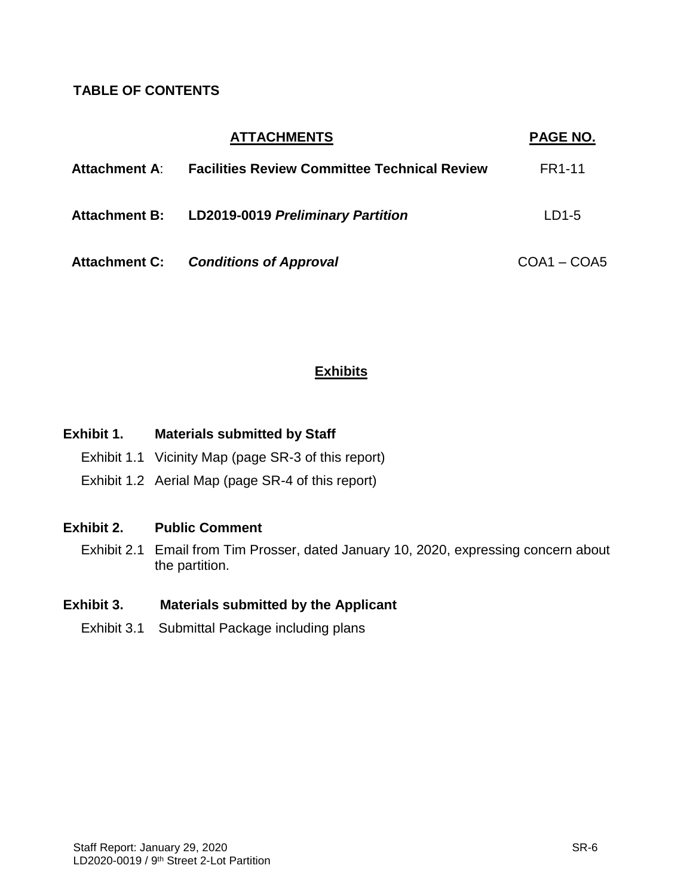## TABLE OF CONTENTS

| | ATTACHMENTS | PAGE NO. |
|---|---|---|
| **Attachment A**: | **Facilities Review Committee Technical Review** | FR1-11 |
| **Attachment B:** | **LD2019-0019** ***Preliminary Partition*** | LD1-5 |
| **Attachment C:** | ***Conditions of Approval*** | COA1 – COA5 |

## Exhibits

**Exhibit 1. Materials submitted by Staff**

- Exhibit 1.1 Vicinity Map (page SR-3 of this report)
- Exhibit 1.2 Aerial Map (page SR-4 of this report)

**Exhibit 2. Public Comment**

- Exhibit 2.1 Email from Tim Prosser, dated January 10, 2020, expressing concern about the partition.

**Exhibit 3. Materials submitted by the Applicant**

- Exhibit 3.1 Submittal Package including plans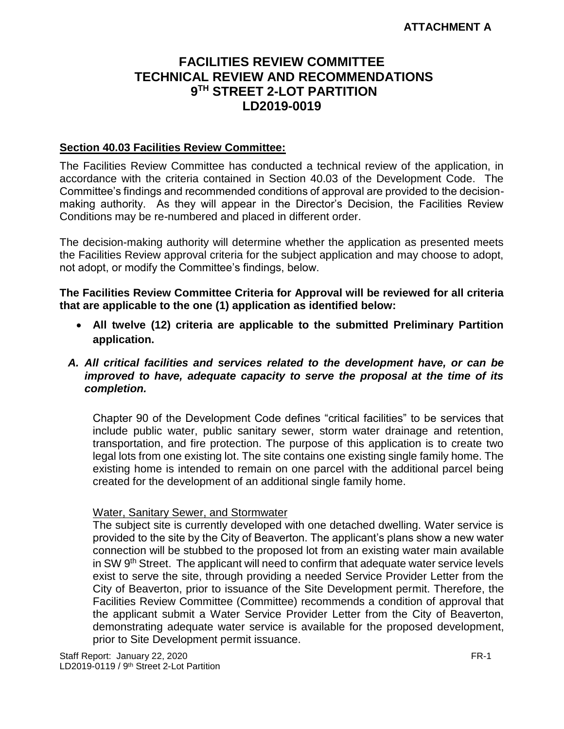**ATTACHMENT A**

# FACILITIES REVIEW COMMITTEE TECHNICAL REVIEW AND RECOMMENDATIONS 9TH STREET 2-LOT PARTITION LD2019-0019

**Section 40.03 Facilities Review Committee:**

The Facilities Review Committee has conducted a technical review of the application, in accordance with the criteria contained in Section 40.03 of the Development Code. The Committee's findings and recommended conditions of approval are provided to the decision-making authority. As they will appear in the Director's Decision, the Facilities Review Conditions may be re-numbered and placed in different order.

The decision-making authority will determine whether the application as presented meets the Facilities Review approval criteria for the subject application and may choose to adopt, not adopt, or modify the Committee's findings, below.

**The Facilities Review Committee Criteria for Approval will be reviewed for all criteria that are applicable to the one (1) application as identified below:**

- **All twelve (12) criteria are applicable to the submitted Preliminary Partition application.**

*A. **All critical facilities and services related to the development have, or can be improved to have, adequate capacity to serve the proposal at the time of its completion.***

Chapter 90 of the Development Code defines "critical facilities" to be services that include public water, public sanitary sewer, storm water drainage and retention, transportation, and fire protection. The purpose of this application is to create two legal lots from one existing lot. The site contains one existing single family home. The existing home is intended to remain on one parcel with the additional parcel being created for the development of an additional single family home.

Water, Sanitary Sewer, and Stormwater

The subject site is currently developed with one detached dwelling. Water service is provided to the site by the City of Beaverton. The applicant's plans show a new water connection will be stubbed to the proposed lot from an existing water main available in SW 9th Street. The applicant will need to confirm that adequate water service levels exist to serve the site, through providing a needed Service Provider Letter from the City of Beaverton, prior to issuance of the Site Development permit. Therefore, the Facilities Review Committee (Committee) recommends a condition of approval that the applicant submit a Water Service Provider Letter from the City of Beaverton, demonstrating adequate water service is available for the proposed development, prior to Site Development permit issuance.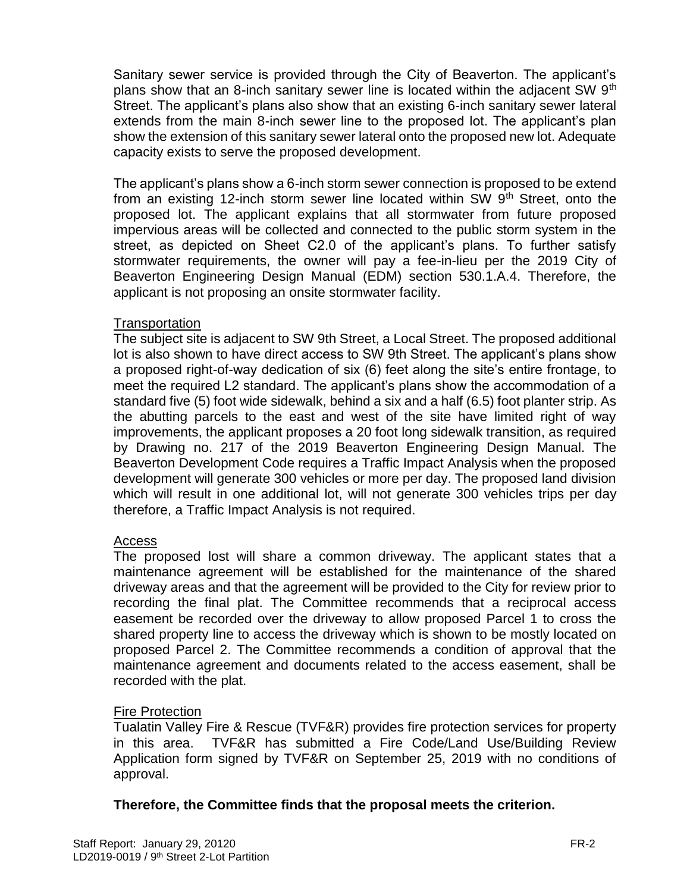Sanitary sewer service is provided through the City of Beaverton. The applicant's plans show that an 8-inch sanitary sewer line is located within the adjacent SW 9th Street. The applicant's plans also show that an existing 6-inch sanitary sewer lateral extends from the main 8-inch sewer line to the proposed lot. The applicant's plan show the extension of this sanitary sewer lateral onto the proposed new lot. Adequate capacity exists to serve the proposed development.

The applicant's plans show a 6-inch storm sewer connection is proposed to be extend from an existing 12-inch storm sewer line located within SW 9th Street, onto the proposed lot. The applicant explains that all stormwater from future proposed impervious areas will be collected and connected to the public storm system in the street, as depicted on Sheet C2.0 of the applicant's plans. To further satisfy stormwater requirements, the owner will pay a fee-in-lieu per the 2019 City of Beaverton Engineering Design Manual (EDM) section 530.1.A.4. Therefore, the applicant is not proposing an onsite stormwater facility.

Transportation

The subject site is adjacent to SW 9th Street, a Local Street. The proposed additional lot is also shown to have direct access to SW 9th Street. The applicant's plans show a proposed right-of-way dedication of six (6) feet along the site's entire frontage, to meet the required L2 standard. The applicant's plans show the accommodation of a standard five (5) foot wide sidewalk, behind a six and a half (6.5) foot planter strip. As the abutting parcels to the east and west of the site have limited right of way improvements, the applicant proposes a 20 foot long sidewalk transition, as required by Drawing no. 217 of the 2019 Beaverton Engineering Design Manual. The Beaverton Development Code requires a Traffic Impact Analysis when the proposed development will generate 300 vehicles or more per day. The proposed land division which will result in one additional lot, will not generate 300 vehicles trips per day therefore, a Traffic Impact Analysis is not required.

Access

The proposed lost will share a common driveway. The applicant states that a maintenance agreement will be established for the maintenance of the shared driveway areas and that the agreement will be provided to the City for review prior to recording the final plat. The Committee recommends that a reciprocal access easement be recorded over the driveway to allow proposed Parcel 1 to cross the shared property line to access the driveway which is shown to be mostly located on proposed Parcel 2. The Committee recommends a condition of approval that the maintenance agreement and documents related to the access easement, shall be recorded with the plat.

Fire Protection

Tualatin Valley Fire & Rescue (TVF&R) provides fire protection services for property in this area. TVF&R has submitted a Fire Code/Land Use/Building Review Application form signed by TVF&R on September 25, 2019 with no conditions of approval.

**Therefore, the Committee finds that the proposal meets the criterion.**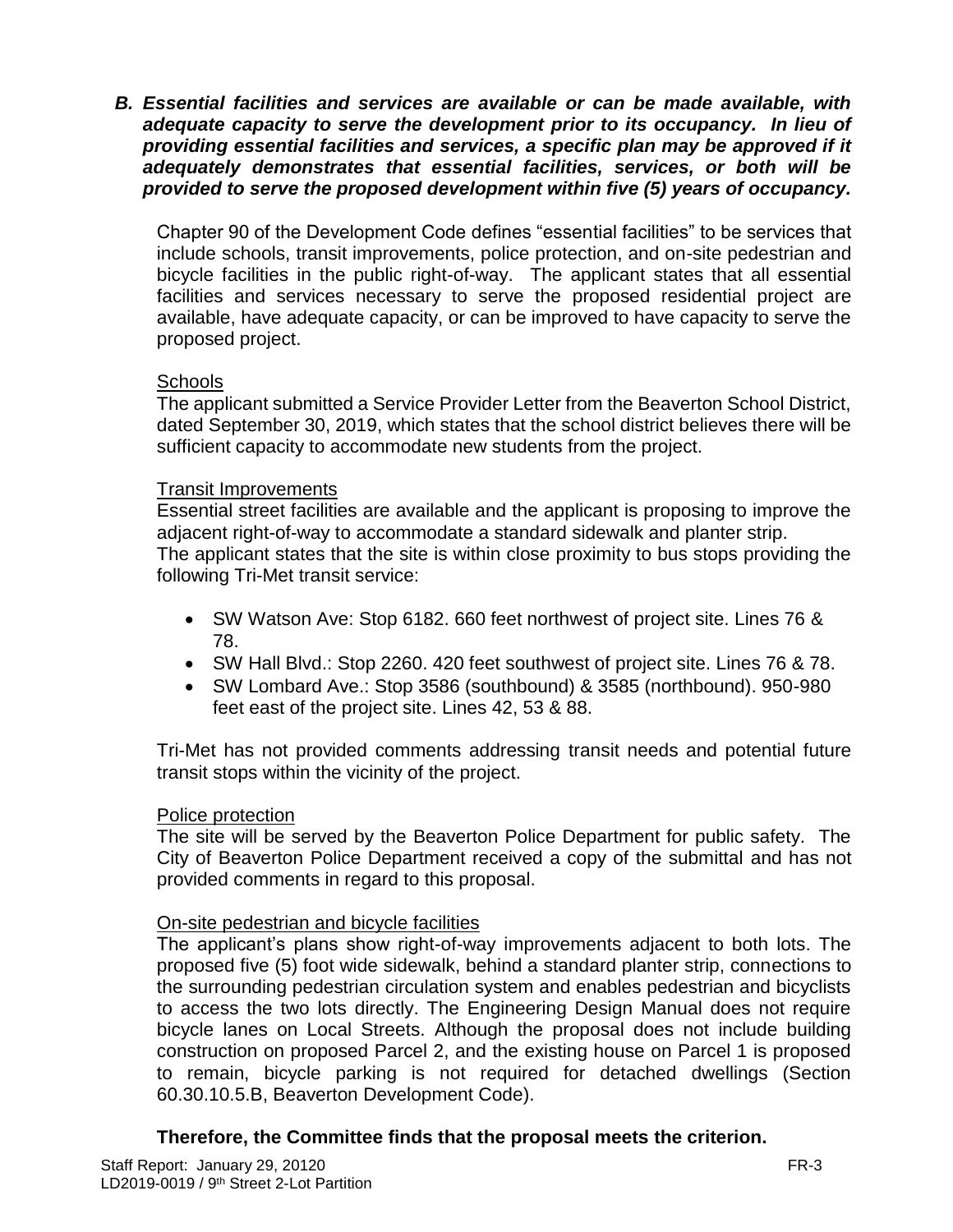***B. Essential facilities and services are available or can be made available, with adequate capacity to serve the development prior to its occupancy. In lieu of providing essential facilities and services, a specific plan may be approved if it adequately demonstrates that essential facilities, services, or both will be provided to serve the proposed development within five (5) years of occupancy.***

Chapter 90 of the Development Code defines "essential facilities" to be services that include schools, transit improvements, police protection, and on-site pedestrian and bicycle facilities in the public right-of-way. The applicant states that all essential facilities and services necessary to serve the proposed residential project are available, have adequate capacity, or can be improved to have capacity to serve the proposed project.

<u>Schools</u>
The applicant submitted a Service Provider Letter from the Beaverton School District, dated September 30, 2019, which states that the school district believes there will be sufficient capacity to accommodate new students from the project.

<u>Transit Improvements</u>
Essential street facilities are available and the applicant is proposing to improve the adjacent right-of-way to accommodate a standard sidewalk and planter strip.
The applicant states that the site is within close proximity to bus stops providing the following Tri-Met transit service:

- SW Watson Ave: Stop 6182. 660 feet northwest of project site. Lines 76 & 78.
- SW Hall Blvd.: Stop 2260. 420 feet southwest of project site. Lines 76 & 78.
- SW Lombard Ave.: Stop 3586 (southbound) & 3585 (northbound). 950-980 feet east of the project site. Lines 42, 53 & 88.

Tri-Met has not provided comments addressing transit needs and potential future transit stops within the vicinity of the project.

<u>Police protection</u>
The site will be served by the Beaverton Police Department for public safety. The City of Beaverton Police Department received a copy of the submittal and has not provided comments in regard to this proposal.

<u>On-site pedestrian and bicycle facilities</u>
The applicant's plans show right-of-way improvements adjacent to both lots. The proposed five (5) foot wide sidewalk, behind a standard planter strip, connections to the surrounding pedestrian circulation system and enables pedestrian and bicyclists to access the two lots directly. The Engineering Design Manual does not require bicycle lanes on Local Streets. Although the proposal does not include building construction on proposed Parcel 2, and the existing house on Parcel 1 is proposed to remain, bicycle parking is not required for detached dwellings (Section 60.30.10.5.B, Beaverton Development Code).

**Therefore, the Committee finds that the proposal meets the criterion.**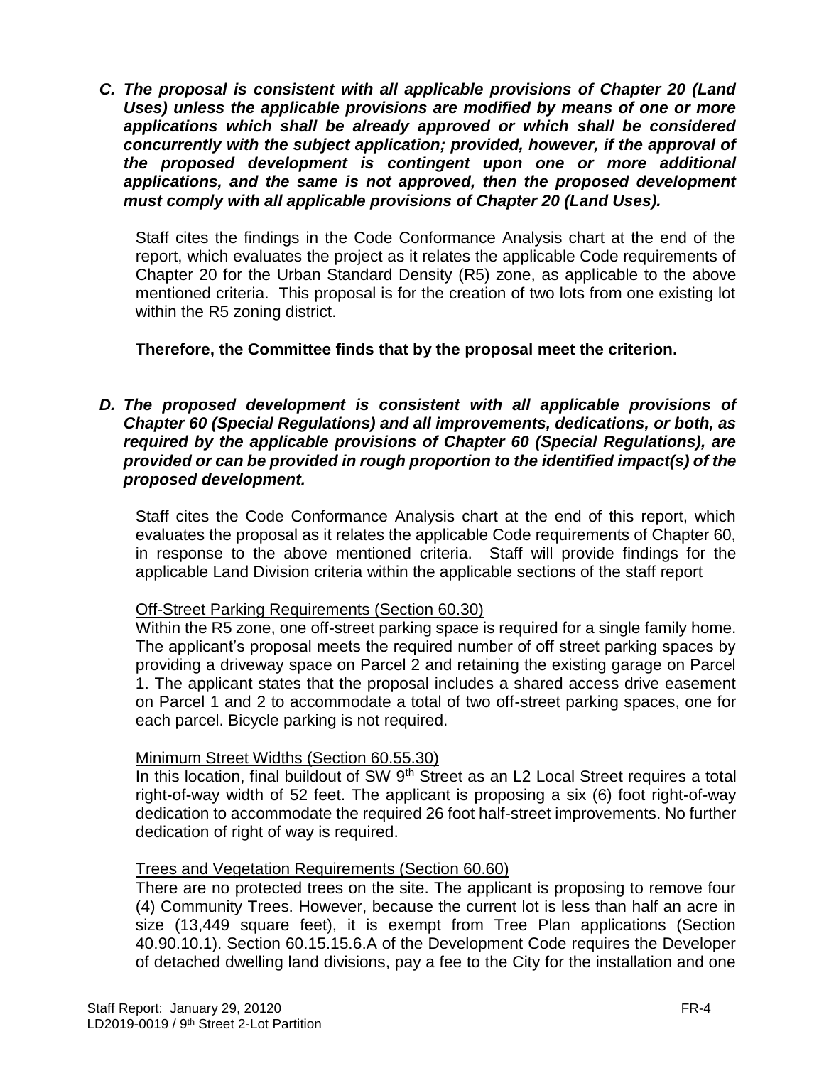***C. The proposal is consistent with all applicable provisions of Chapter 20 (Land Uses) unless the applicable provisions are modified by means of one or more applications which shall be already approved or which shall be considered concurrently with the subject application; provided, however, if the approval of the proposed development is contingent upon one or more additional applications, and the same is not approved, then the proposed development must comply with all applicable provisions of Chapter 20 (Land Uses).***

Staff cites the findings in the Code Conformance Analysis chart at the end of the report, which evaluates the project as it relates the applicable Code requirements of Chapter 20 for the Urban Standard Density (R5) zone, as applicable to the above mentioned criteria. This proposal is for the creation of two lots from one existing lot within the R5 zoning district.

**Therefore, the Committee finds that by the proposal meet the criterion.**

***D. The proposed development is consistent with all applicable provisions of Chapter 60 (Special Regulations) and all improvements, dedications, or both, as required by the applicable provisions of Chapter 60 (Special Regulations), are provided or can be provided in rough proportion to the identified impact(s) of the proposed development.***

Staff cites the Code Conformance Analysis chart at the end of this report, which evaluates the proposal as it relates the applicable Code requirements of Chapter 60, in response to the above mentioned criteria. Staff will provide findings for the applicable Land Division criteria within the applicable sections of the staff report

Off-Street Parking Requirements (Section 60.30)

Within the R5 zone, one off-street parking space is required for a single family home. The applicant's proposal meets the required number of off street parking spaces by providing a driveway space on Parcel 2 and retaining the existing garage on Parcel 1. The applicant states that the proposal includes a shared access drive easement on Parcel 1 and 2 to accommodate a total of two off-street parking spaces, one for each parcel. Bicycle parking is not required.

Minimum Street Widths (Section 60.55.30)

In this location, final buildout of SW 9th Street as an L2 Local Street requires a total right-of-way width of 52 feet. The applicant is proposing a six (6) foot right-of-way dedication to accommodate the required 26 foot half-street improvements. No further dedication of right of way is required.

Trees and Vegetation Requirements (Section 60.60)

There are no protected trees on the site. The applicant is proposing to remove four (4) Community Trees. However, because the current lot is less than half an acre in size (13,449 square feet), it is exempt from Tree Plan applications (Section 40.90.10.1). Section 60.15.15.6.A of the Development Code requires the Developer of detached dwelling land divisions, pay a fee to the City for the installation and one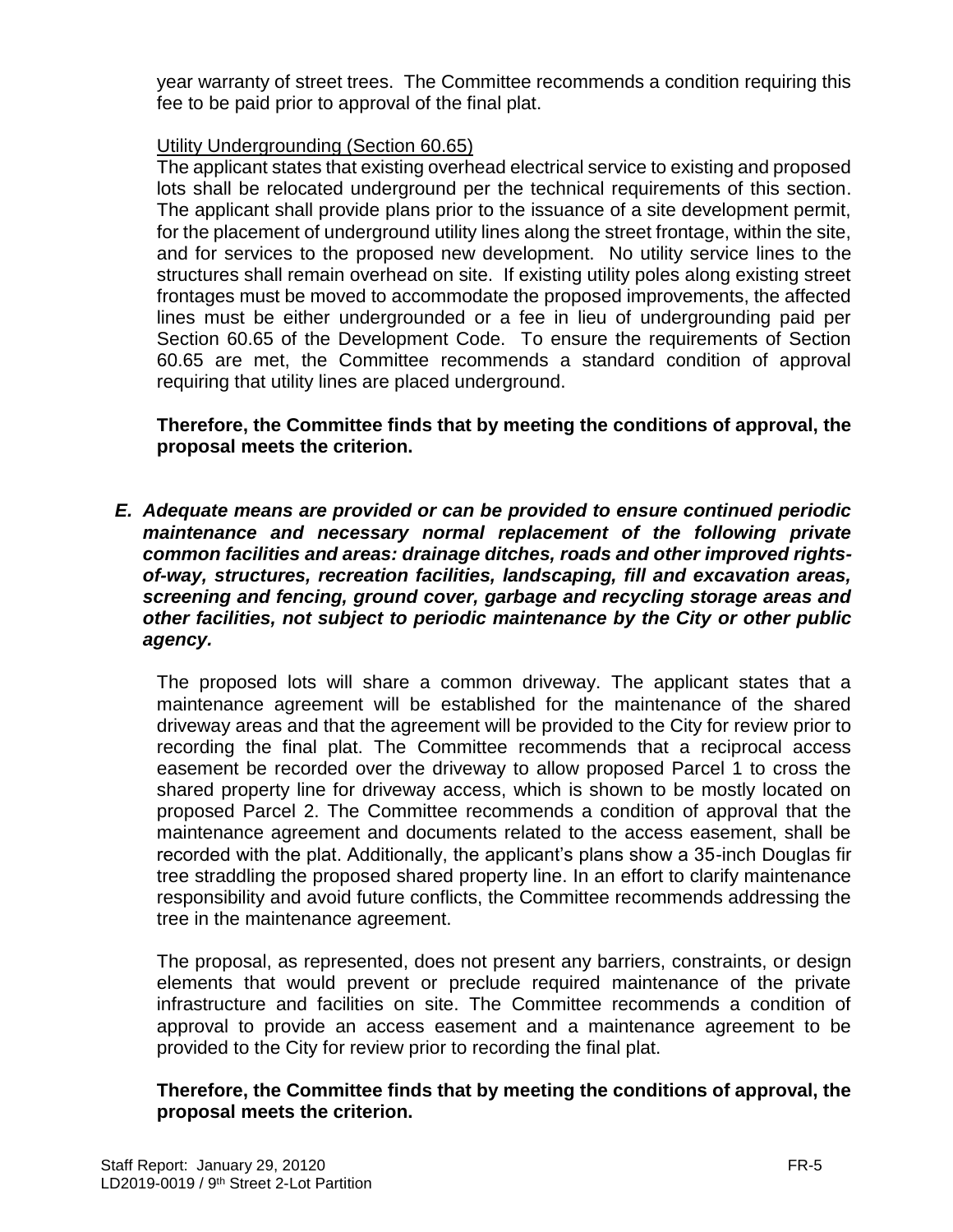year warranty of street trees. The Committee recommends a condition requiring this fee to be paid prior to approval of the final plat.

Utility Undergrounding (Section 60.65)

The applicant states that existing overhead electrical service to existing and proposed lots shall be relocated underground per the technical requirements of this section. The applicant shall provide plans prior to the issuance of a site development permit, for the placement of underground utility lines along the street frontage, within the site, and for services to the proposed new development. No utility service lines to the structures shall remain overhead on site. If existing utility poles along existing street frontages must be moved to accommodate the proposed improvements, the affected lines must be either undergrounded or a fee in lieu of undergrounding paid per Section 60.65 of the Development Code. To ensure the requirements of Section 60.65 are met, the Committee recommends a standard condition of approval requiring that utility lines are placed underground.

**Therefore, the Committee finds that by meeting the conditions of approval, the proposal meets the criterion.**

***E. Adequate means are provided or can be provided to ensure continued periodic maintenance and necessary normal replacement of the following private common facilities and areas: drainage ditches, roads and other improved rights-of-way, structures, recreation facilities, landscaping, fill and excavation areas, screening and fencing, ground cover, garbage and recycling storage areas and other facilities, not subject to periodic maintenance by the City or other public agency.***

The proposed lots will share a common driveway. The applicant states that a maintenance agreement will be established for the maintenance of the shared driveway areas and that the agreement will be provided to the City for review prior to recording the final plat. The Committee recommends that a reciprocal access easement be recorded over the driveway to allow proposed Parcel 1 to cross the shared property line for driveway access, which is shown to be mostly located on proposed Parcel 2. The Committee recommends a condition of approval that the maintenance agreement and documents related to the access easement, shall be recorded with the plat. Additionally, the applicant's plans show a 35-inch Douglas fir tree straddling the proposed shared property line. In an effort to clarify maintenance responsibility and avoid future conflicts, the Committee recommends addressing the tree in the maintenance agreement.

The proposal, as represented, does not present any barriers, constraints, or design elements that would prevent or preclude required maintenance of the private infrastructure and facilities on site. The Committee recommends a condition of approval to provide an access easement and a maintenance agreement to be provided to the City for review prior to recording the final plat.

**Therefore, the Committee finds that by meeting the conditions of approval, the proposal meets the criterion.**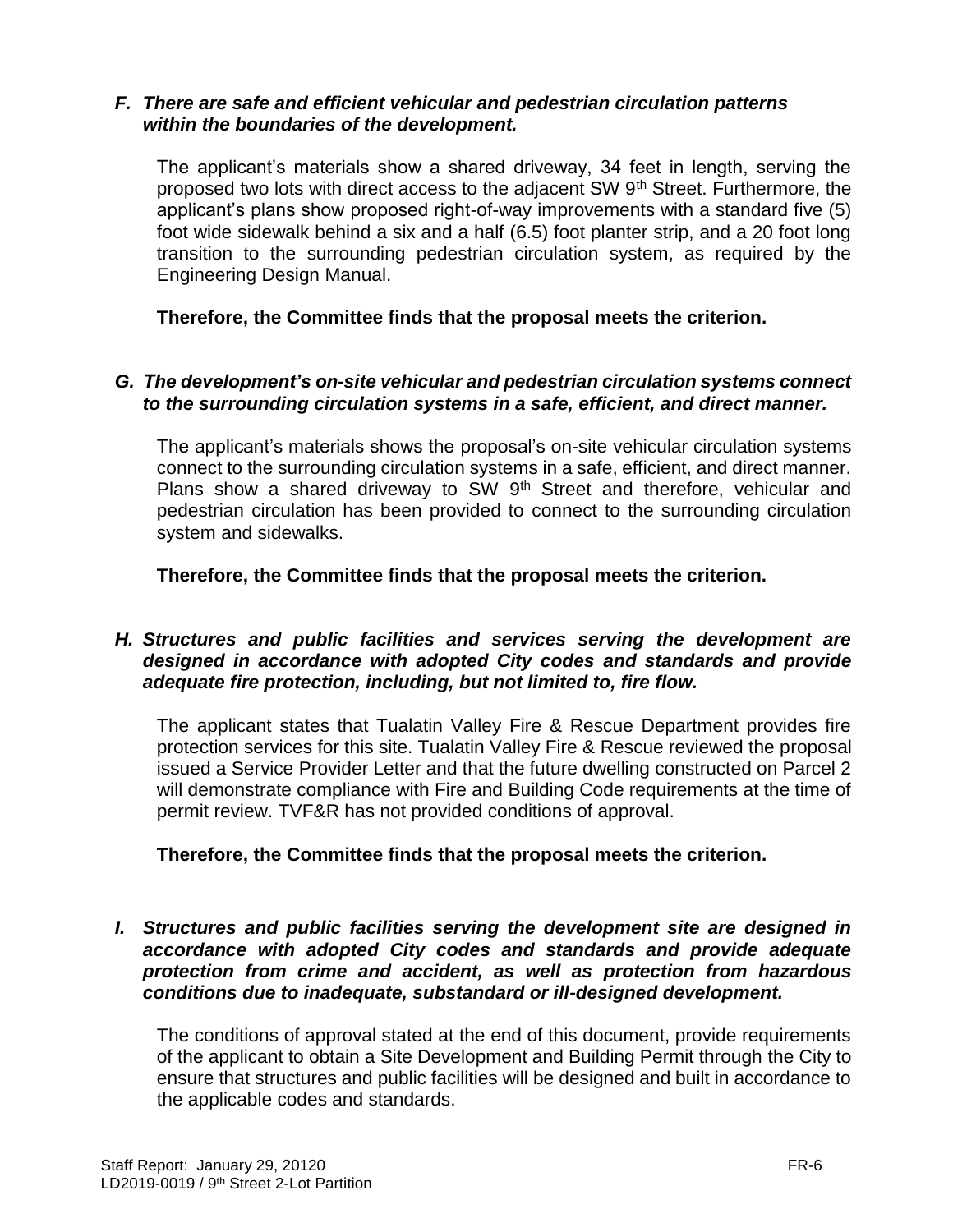***F. There are safe and efficient vehicular and pedestrian circulation patterns within the boundaries of the development.***

The applicant's materials show a shared driveway, 34 feet in length, serving the proposed two lots with direct access to the adjacent SW 9th Street. Furthermore, the applicant's plans show proposed right-of-way improvements with a standard five (5) foot wide sidewalk behind a six and a half (6.5) foot planter strip, and a 20 foot long transition to the surrounding pedestrian circulation system, as required by the Engineering Design Manual.

**Therefore, the Committee finds that the proposal meets the criterion.**

***G. The development's on-site vehicular and pedestrian circulation systems connect to the surrounding circulation systems in a safe, efficient, and direct manner.***

The applicant's materials shows the proposal's on-site vehicular circulation systems connect to the surrounding circulation systems in a safe, efficient, and direct manner. Plans show a shared driveway to SW 9th Street and therefore, vehicular and pedestrian circulation has been provided to connect to the surrounding circulation system and sidewalks.

**Therefore, the Committee finds that the proposal meets the criterion.**

***H. Structures and public facilities and services serving the development are designed in accordance with adopted City codes and standards and provide adequate fire protection, including, but not limited to, fire flow.***

The applicant states that Tualatin Valley Fire & Rescue Department provides fire protection services for this site. Tualatin Valley Fire & Rescue reviewed the proposal issued a Service Provider Letter and that the future dwelling constructed on Parcel 2 will demonstrate compliance with Fire and Building Code requirements at the time of permit review. TVF&R has not provided conditions of approval.

**Therefore, the Committee finds that the proposal meets the criterion.**

***I. Structures and public facilities serving the development site are designed in accordance with adopted City codes and standards and provide adequate protection from crime and accident, as well as protection from hazardous conditions due to inadequate, substandard or ill-designed development.***

The conditions of approval stated at the end of this document, provide requirements of the applicant to obtain a Site Development and Building Permit through the City to ensure that structures and public facilities will be designed and built in accordance to the applicable codes and standards.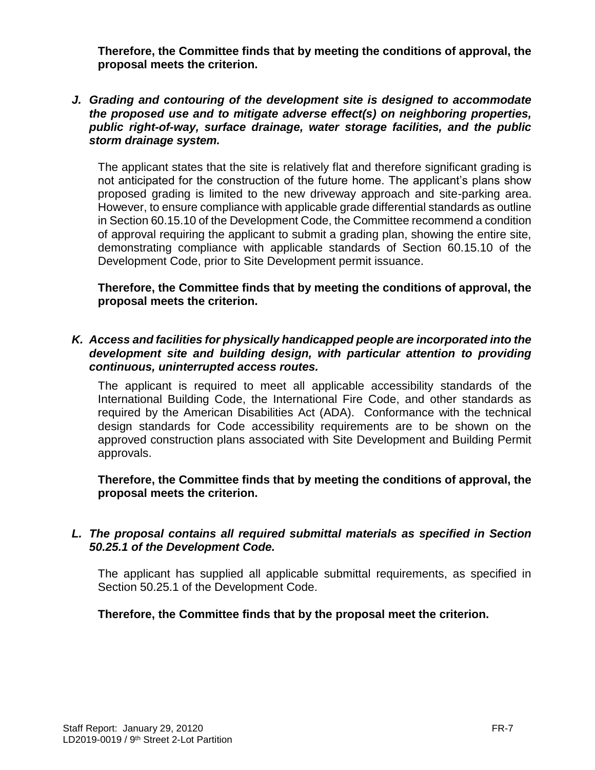**Therefore, the Committee finds that by meeting the conditions of approval, the proposal meets the criterion.**

***J. Grading and contouring of the development site is designed to accommodate the proposed use and to mitigate adverse effect(s) on neighboring properties, public right-of-way, surface drainage, water storage facilities, and the public storm drainage system.***

The applicant states that the site is relatively flat and therefore significant grading is not anticipated for the construction of the future home. The applicant's plans show proposed grading is limited to the new driveway approach and site-parking area. However, to ensure compliance with applicable grade differential standards as outline in Section 60.15.10 of the Development Code, the Committee recommend a condition of approval requiring the applicant to submit a grading plan, showing the entire site, demonstrating compliance with applicable standards of Section 60.15.10 of the Development Code, prior to Site Development permit issuance.

**Therefore, the Committee finds that by meeting the conditions of approval, the proposal meets the criterion.**

***K. Access and facilities for physically handicapped people are incorporated into the development site and building design, with particular attention to providing continuous, uninterrupted access routes.***

The applicant is required to meet all applicable accessibility standards of the International Building Code, the International Fire Code, and other standards as required by the American Disabilities Act (ADA). Conformance with the technical design standards for Code accessibility requirements are to be shown on the approved construction plans associated with Site Development and Building Permit approvals.

**Therefore, the Committee finds that by meeting the conditions of approval, the proposal meets the criterion.**

***L. The proposal contains all required submittal materials as specified in Section 50.25.1 of the Development Code.***

The applicant has supplied all applicable submittal requirements, as specified in Section 50.25.1 of the Development Code.

**Therefore, the Committee finds that by the proposal meet the criterion.**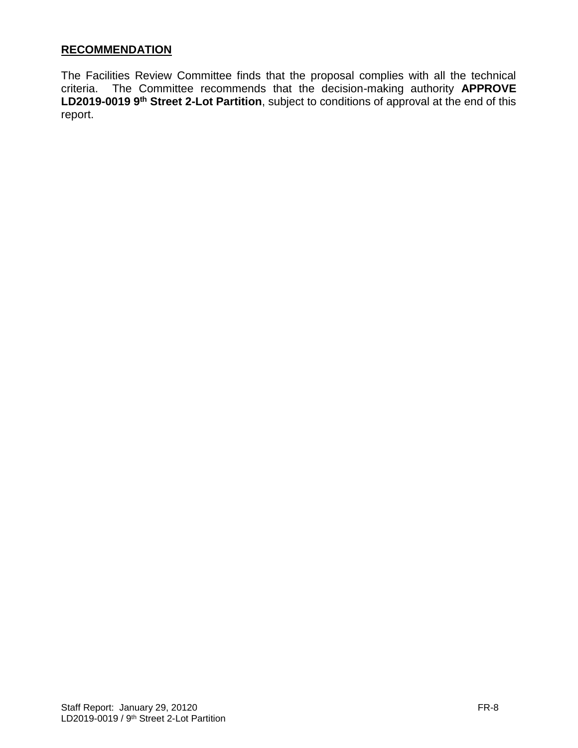## **RECOMMENDATION**

The Facilities Review Committee finds that the proposal complies with all the technical criteria. The Committee recommends that the decision-making authority **APPROVE LD2019-0019 9th Street 2-Lot Partition**, subject to conditions of approval at the end of this report.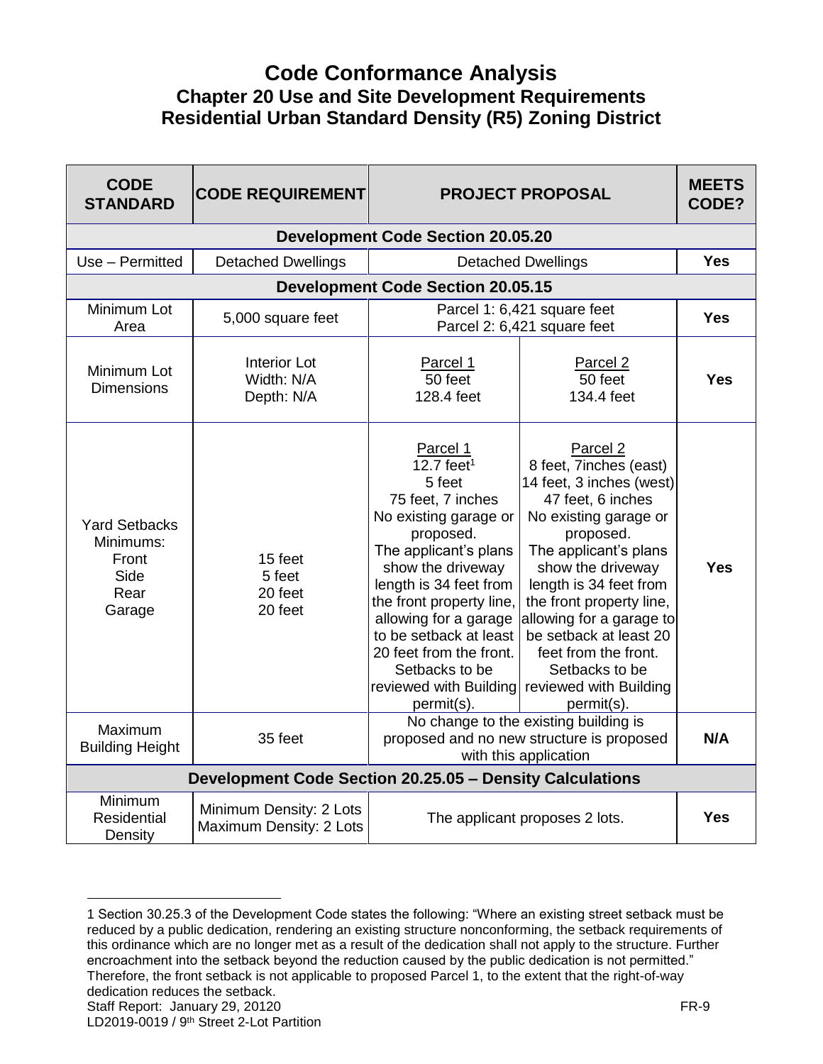# Code Conformance Analysis
## Chapter 20 Use and Site Development Requirements
## Residential Urban Standard Density (R5) Zoning District

| CODE STANDARD | CODE REQUIREMENT | PROJECT PROPOSAL | | MEETS CODE? |
|---|---|---|---|---|
| **Development Code Section 20.05.20** | | | | |
| Use – Permitted | Detached Dwellings | Detached Dwellings | | **Yes** |
| **Development Code Section 20.05.15** | | | | |
| Minimum Lot Area | 5,000 square feet | Parcel 1: 6,421 square feet<br>Parcel 2: 6,421 square feet | | **Yes** |
| Minimum Lot Dimensions | Interior Lot<br>Width: N/A<br>Depth: N/A | Parcel 1<br>50 feet<br>128.4 feet | Parcel 2<br>50 feet<br>134.4 feet | **Yes** |
| Yard Setbacks Minimums:<br>Front<br>Side<br>Rear<br>Garage | 15 feet<br>5 feet<br>20 feet<br>20 feet | Parcel 1<br>12.7 feet[1]<br>5 feet<br>75 feet, 7 inches<br>No existing garage or proposed.<br>The applicant's plans show the driveway length is 34 feet from the front property line, allowing for a garage to be setback at least 20 feet from the front. Setbacks to be reviewed with Building permit(s). | Parcel 2<br>8 feet, 7inches (east)<br>14 feet, 3 inches (west)<br>47 feet, 6 inches<br>No existing garage or proposed.<br>The applicant's plans show the driveway length is 34 feet from the front property line, allowing for a garage to be setback at least 20 feet from the front. Setbacks to be reviewed with Building permit(s). | **Yes** |
| Maximum Building Height | 35 feet | No change to the existing building is proposed and no new structure is proposed with this application | | **N/A** |
| **Development Code Section 20.25.05 – Density Calculations** | | | | |
| Minimum Residential Density | Minimum Density: 2 Lots<br>Maximum Density: 2 Lots | The applicant proposes 2 lots. | | **Yes** |

1 Section 30.25.3 of the Development Code states the following: "Where an existing street setback must be reduced by a public dedication, rendering an existing structure nonconforming, the setback requirements of this ordinance which are no longer met as a result of the dedication shall not apply to the structure. Further encroachment into the setback beyond the reduction caused by the public dedication is not permitted." Therefore, the front setback is not applicable to proposed Parcel 1, to the extent that the right-of-way dedication reduces the setback.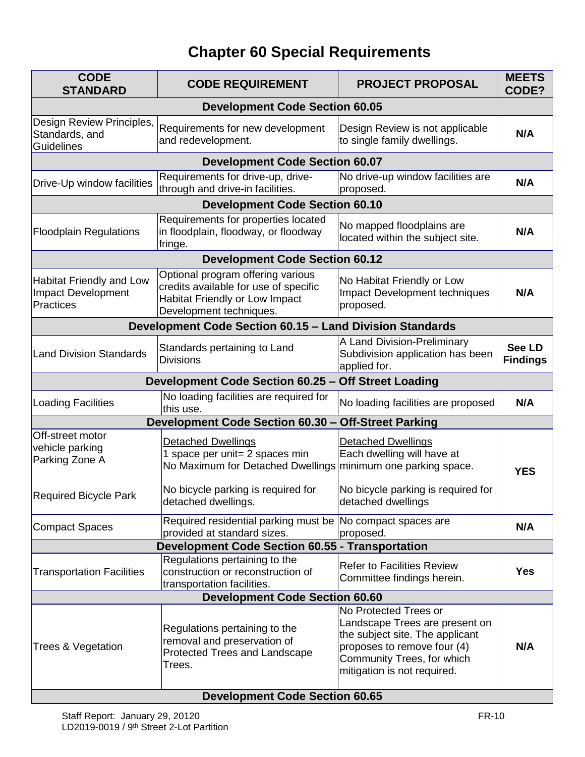# Chapter 60 Special Requirements

| CODE STANDARD | CODE REQUIREMENT | PROJECT PROPOSAL | MEETS CODE? |
|---|---|---|---|
| **Development Code Section 60.05** | | | |
| Design Review Principles, Standards, and Guidelines | Requirements for new development and redevelopment. | Design Review is not applicable to single family dwellings. | **N/A** |
| **Development Code Section 60.07** | | | |
| Drive-Up window facilities | Requirements for drive-up, drive-through and drive-in facilities. | No drive-up window facilities are proposed. | **N/A** |
| **Development Code Section 60.10** | | | |
| Floodplain Regulations | Requirements for properties located in floodplain, floodway, or floodway fringe. | No mapped floodplains are located within the subject site. | **N/A** |
| **Development Code Section 60.12** | | | |
| Habitat Friendly and Low Impact Development Practices | Optional program offering various credits available for use of specific Habitat Friendly or Low Impact Development techniques. | No Habitat Friendly or Low Impact Development techniques proposed. | **N/A** |
| **Development Code Section 60.15 – Land Division Standards** | | | |
| Land Division Standards | Standards pertaining to Land Divisions | A Land Division-Preliminary Subdivision application has been applied for. | **See LD Findings** |
| **Development Code Section 60.25 – Off Street Loading** | | | |
| Loading Facilities | No loading facilities are required for this use. | No loading facilities are proposed | **N/A** |
| **Development Code Section 60.30 – Off-Street Parking** | | | |
| Off-street motor vehicle parking Parking Zone A<br><br>Required Bicycle Park | Detached Dwellings<br>1 space per unit= 2 spaces min<br>No Maximum for Detached Dwellings<br><br>No bicycle parking is required for detached dwellings. | Detached Dwellings<br>Each dwelling will have at minimum one parking space.<br><br>No bicycle parking is required for detached dwellings | **YES** |
| Compact Spaces | Required residential parking must be provided at standard sizes. | No compact spaces are proposed. | **N/A** |
| **Development Code Section 60.55 - Transportation** | | | |
| Transportation Facilities | Regulations pertaining to the construction or reconstruction of transportation facilities. | Refer to Facilities Review Committee findings herein. | **Yes** |
| **Development Code Section 60.60** | | | |
| Trees & Vegetation | Regulations pertaining to the removal and preservation of Protected Trees and Landscape Trees. | No Protected Trees or Landscape Trees are present on the subject site. The applicant proposes to remove four (4) Community Trees, for which mitigation is not required. | **N/A** |
| **Development Code Section 60.65** | | | |

Staff Report: January 29, 20120
LD2019-0019 / 9th Street 2-Lot Partition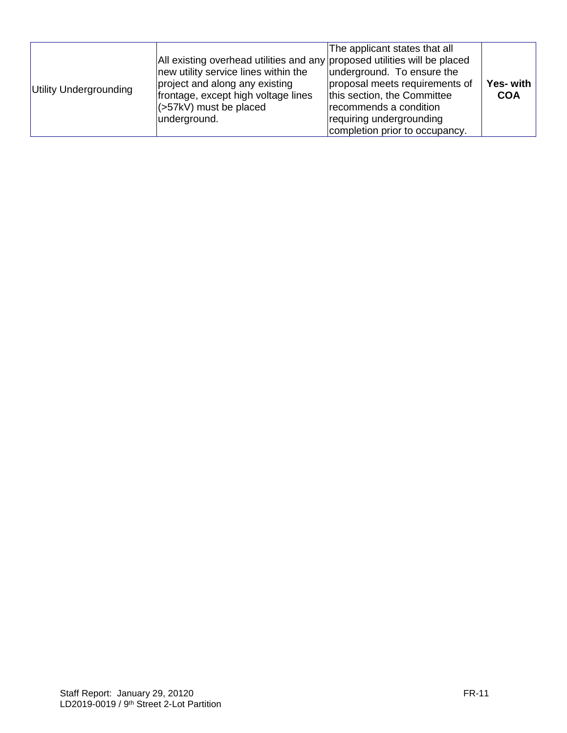| | | | |
|---|---|---|---|
| Utility Undergrounding | All existing overhead utilities and any new utility service lines within the project and along any existing frontage, except high voltage lines (>57kV) must be placed underground. | The applicant states that all proposed utilities will be placed underground. To ensure the proposal meets requirements of this section, the Committee recommends a condition requiring undergrounding completion prior to occupancy. | **Yes- with COA** |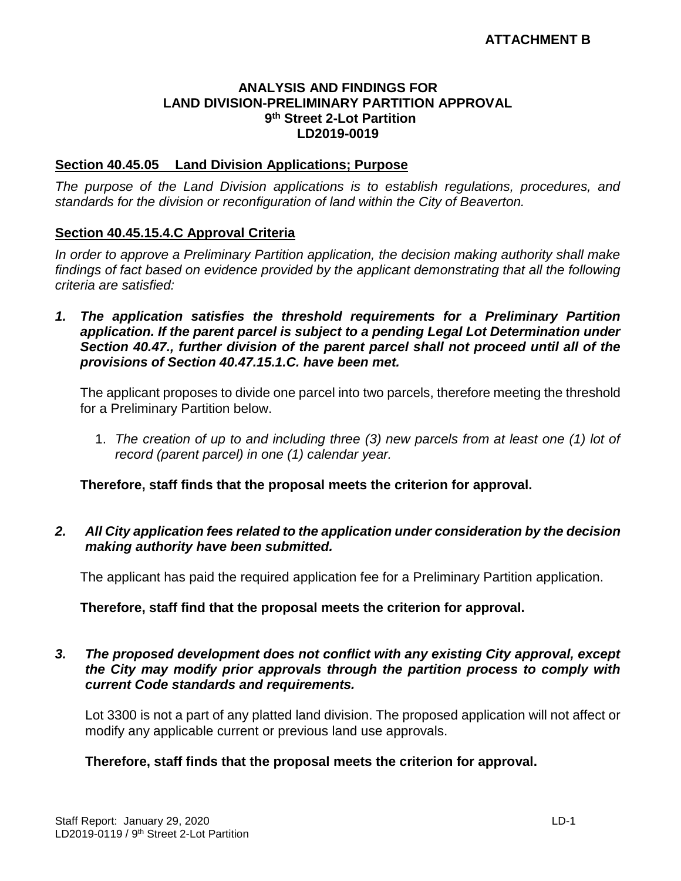**ATTACHMENT B**

**ANALYSIS AND FINDINGS FOR**
**LAND DIVISION-PRELIMINARY PARTITION APPROVAL**
**9th Street 2-Lot Partition**
**LD2019-0019**

## Section 40.45.05 Land Division Applications; Purpose

*The purpose of the Land Division applications is to establish regulations, procedures, and standards for the division or reconfiguration of land within the City of Beaverton.*

## Section 40.45.15.4.C Approval Criteria

*In order to approve a Preliminary Partition application, the decision making authority shall make findings of fact based on evidence provided by the applicant demonstrating that all the following criteria are satisfied:*

***1. The application satisfies the threshold requirements for a Preliminary Partition application. If the parent parcel is subject to a pending Legal Lot Determination under Section 40.47., further division of the parent parcel shall not proceed until all of the provisions of Section 40.47.15.1.C. have been met.***

The applicant proposes to divide one parcel into two parcels, therefore meeting the threshold for a Preliminary Partition below.

1. *The creation of up to and including three (3) new parcels from at least one (1) lot of record (parent parcel) in one (1) calendar year.*

**Therefore, staff finds that the proposal meets the criterion for approval.**

***2. All City application fees related to the application under consideration by the decision making authority have been submitted.***

The applicant has paid the required application fee for a Preliminary Partition application.

**Therefore, staff find that the proposal meets the criterion for approval.**

***3. The proposed development does not conflict with any existing City approval, except the City may modify prior approvals through the partition process to comply with current Code standards and requirements.***

Lot 3300 is not a part of any platted land division. The proposed application will not affect or modify any applicable current or previous land use approvals.

**Therefore, staff finds that the proposal meets the criterion for approval.**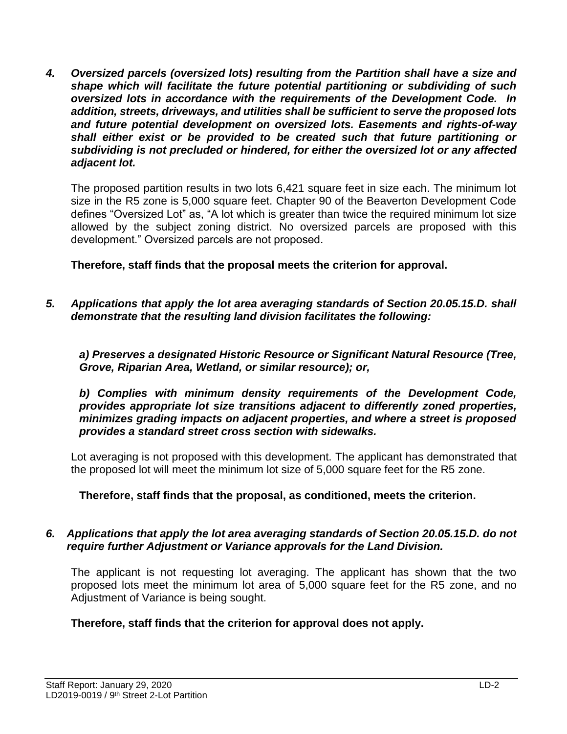*4. **Oversized parcels (oversized lots) resulting from the Partition shall have a size and shape which will facilitate the future potential partitioning or subdividing of such oversized lots in accordance with the requirements of the Development Code. In addition, streets, driveways, and utilities shall be sufficient to serve the proposed lots and future potential development on oversized lots. Easements and rights-of-way shall either exist or be provided to be created such that future partitioning or subdividing is not precluded or hindered, for either the oversized lot or any affected adjacent lot.***

The proposed partition results in two lots 6,421 square feet in size each. The minimum lot size in the R5 zone is 5,000 square feet. Chapter 90 of the Beaverton Development Code defines "Oversized Lot" as, "A lot which is greater than twice the required minimum lot size allowed by the subject zoning district. No oversized parcels are proposed with this development." Oversized parcels are not proposed.

**Therefore, staff finds that the proposal meets the criterion for approval.**

*5. **Applications that apply the lot area averaging standards of Section 20.05.15.D. shall demonstrate that the resulting land division facilitates the following:***

***a) Preserves a designated Historic Resource or Significant Natural Resource (Tree, Grove, Riparian Area, Wetland, or similar resource); or,***

***b) Complies with minimum density requirements of the Development Code, provides appropriate lot size transitions adjacent to differently zoned properties, minimizes grading impacts on adjacent properties, and where a street is proposed provides a standard street cross section with sidewalks.***

Lot averaging is not proposed with this development. The applicant has demonstrated that the proposed lot will meet the minimum lot size of 5,000 square feet for the R5 zone.

**Therefore, staff finds that the proposal, as conditioned, meets the criterion.**

*6. **Applications that apply the lot area averaging standards of Section 20.05.15.D. do not require further Adjustment or Variance approvals for the Land Division.***

The applicant is not requesting lot averaging. The applicant has shown that the two proposed lots meet the minimum lot area of 5,000 square feet for the R5 zone, and no Adjustment of Variance is being sought.

**Therefore, staff finds that the criterion for approval does not apply.**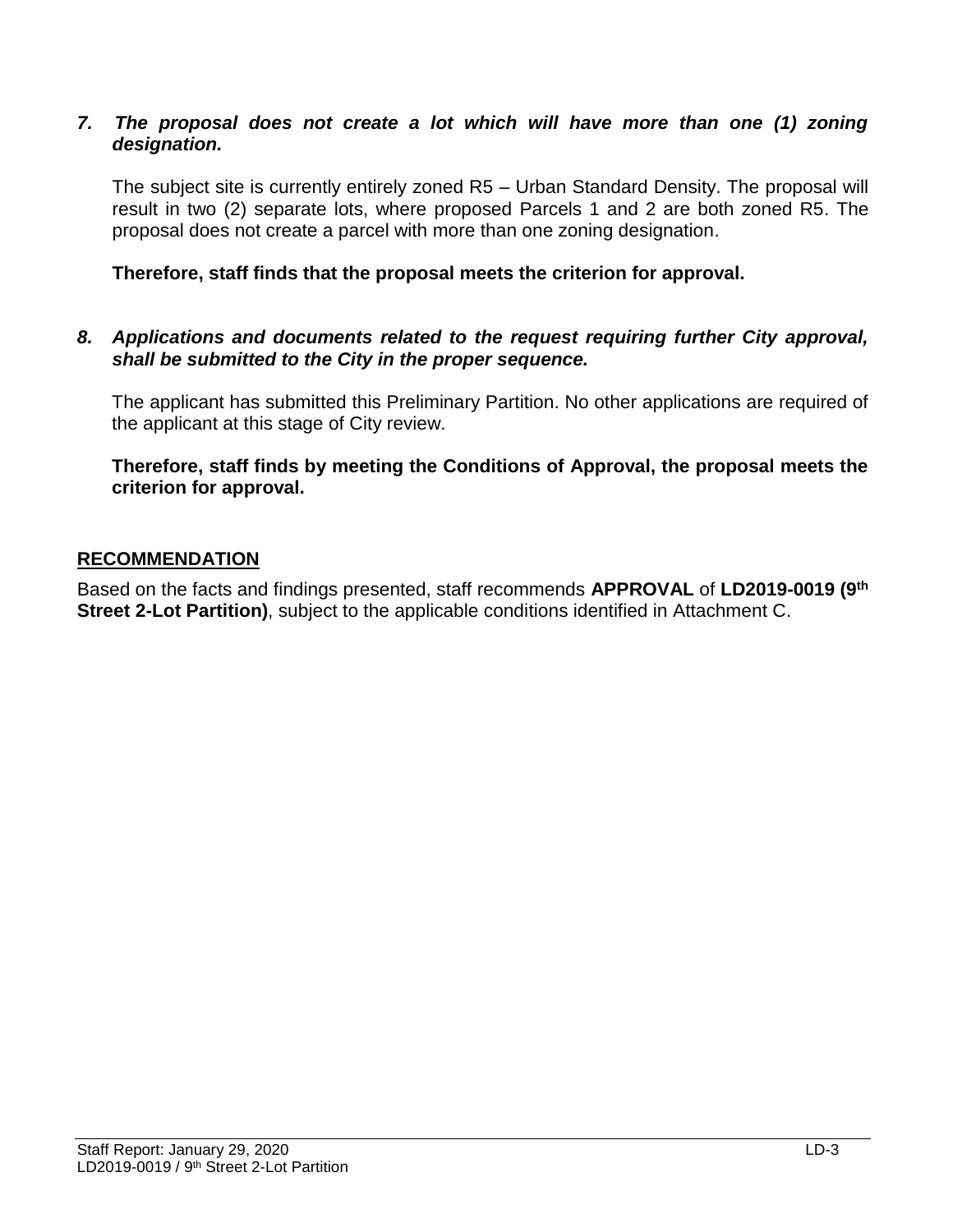*7. The proposal does not create a lot which will have more than one (1) zoning designation.*

The subject site is currently entirely zoned R5 – Urban Standard Density. The proposal will result in two (2) separate lots, where proposed Parcels 1 and 2 are both zoned R5. The proposal does not create a parcel with more than one zoning designation.

**Therefore, staff finds that the proposal meets the criterion for approval.**

*8. Applications and documents related to the request requiring further City approval, shall be submitted to the City in the proper sequence.*

The applicant has submitted this Preliminary Partition. No other applications are required of the applicant at this stage of City review.

**Therefore, staff finds by meeting the Conditions of Approval, the proposal meets the criterion for approval.**

## RECOMMENDATION

Based on the facts and findings presented, staff recommends **APPROVAL** of **LD2019-0019 (9th Street 2-Lot Partition)**, subject to the applicable conditions identified in Attachment C.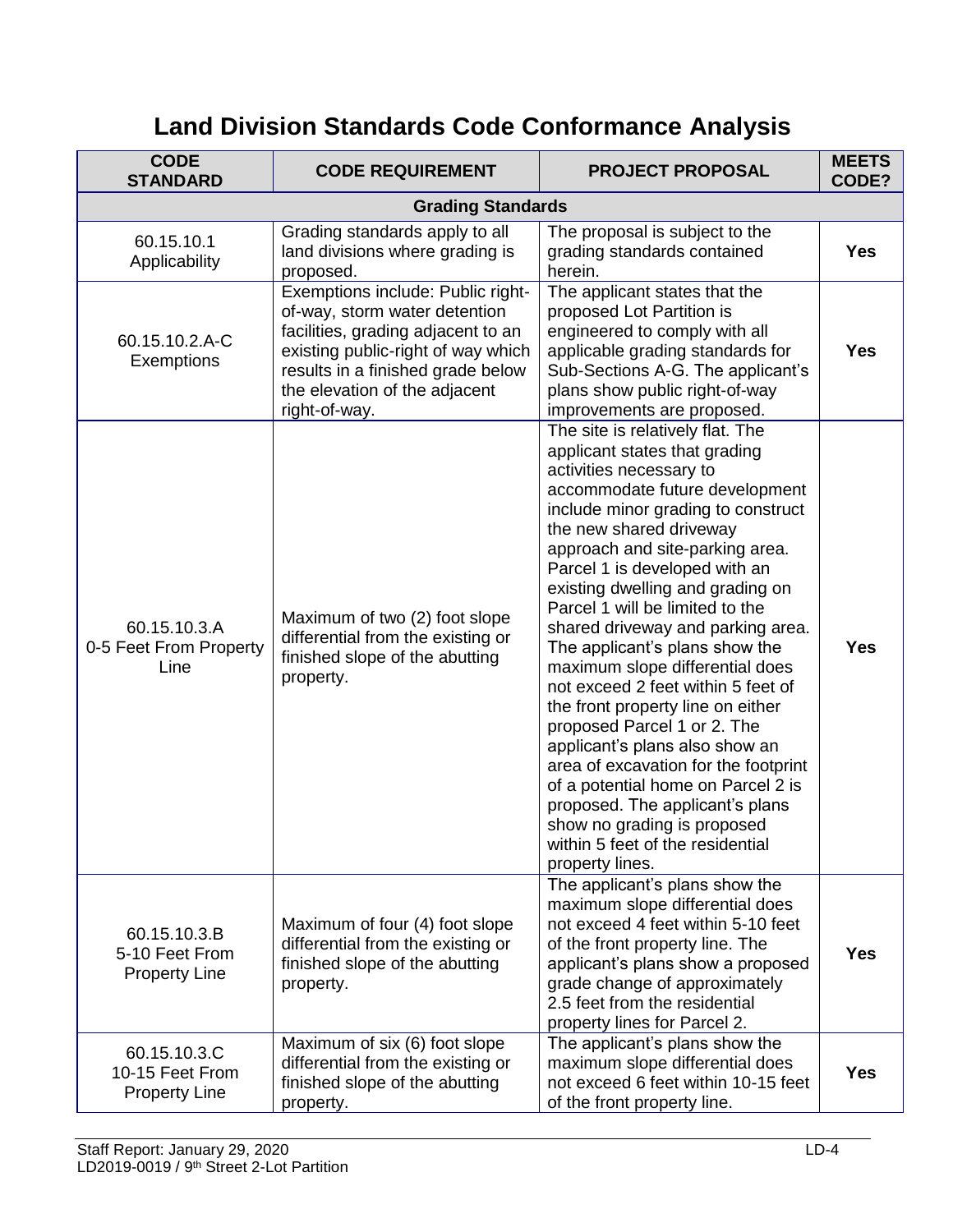# Land Division Standards Code Conformance Analysis

| CODE STANDARD | CODE REQUIREMENT | PROJECT PROPOSAL | MEETS CODE? |
|---|---|---|---|
| **Grading Standards** | | | |
| 60.15.10.1 Applicability | Grading standards apply to all land divisions where grading is proposed. | The proposal is subject to the grading standards contained herein. | **Yes** |
| 60.15.10.2.A-C Exemptions | Exemptions include: Public right-of-way, storm water detention facilities, grading adjacent to an existing public-right of way which results in a finished grade below the elevation of the adjacent right-of-way. | The applicant states that the proposed Lot Partition is engineered to comply with all applicable grading standards for Sub-Sections A-G. The applicant's plans show public right-of-way improvements are proposed. | **Yes** |
| 60.15.10.3.A 0-5 Feet From Property Line | Maximum of two (2) foot slope differential from the existing or finished slope of the abutting property. | The site is relatively flat. The applicant states that grading activities necessary to accommodate future development include minor grading to construct the new shared driveway approach and site-parking area. Parcel 1 is developed with an existing dwelling and grading on Parcel 1 will be limited to the shared driveway and parking area. The applicant's plans show the maximum slope differential does not exceed 2 feet within 5 feet of the front property line on either proposed Parcel 1 or 2. The applicant's plans also show an area of excavation for the footprint of a potential home on Parcel 2 is proposed. The applicant's plans show no grading is proposed within 5 feet of the residential property lines. | **Yes** |
| 60.15.10.3.B 5-10 Feet From Property Line | Maximum of four (4) foot slope differential from the existing or finished slope of the abutting property. | The applicant's plans show the maximum slope differential does not exceed 4 feet within 5-10 feet of the front property line. The applicant's plans show a proposed grade change of approximately 2.5 feet from the residential property lines for Parcel 2. | **Yes** |
| 60.15.10.3.C 10-15 Feet From Property Line | Maximum of six (6) foot slope differential from the existing or finished slope of the abutting property. | The applicant's plans show the maximum slope differential does not exceed 6 feet within 10-15 feet of the front property line. | **Yes** |

Staff Report: January 29, 2020
LD2019-0019 / 9th Street 2-Lot Partition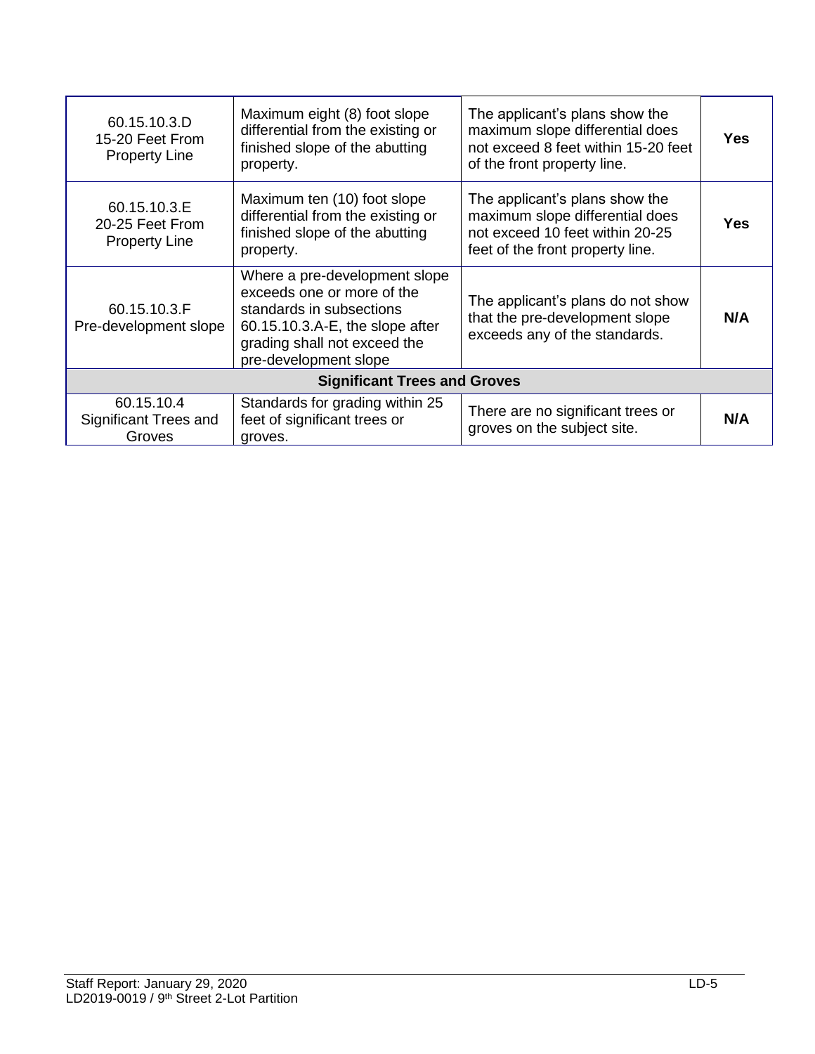| | | | |
|---|---|---|---|
| 60.15.10.3.D 15-20 Feet From Property Line | Maximum eight (8) foot slope differential from the existing or finished slope of the abutting property. | The applicant's plans show the maximum slope differential does not exceed 8 feet within 15-20 feet of the front property line. | **Yes** |
| 60.15.10.3.E 20-25 Feet From Property Line | Maximum ten (10) foot slope differential from the existing or finished slope of the abutting property. | The applicant's plans show the maximum slope differential does not exceed 10 feet within 20-25 feet of the front property line. | **Yes** |
| 60.15.10.3.F Pre-development slope | Where a pre-development slope exceeds one or more of the standards in subsections 60.15.10.3.A-E, the slope after grading shall not exceed the pre-development slope | The applicant's plans do not show that the pre-development slope exceeds any of the standards. | **N/A** |
| **Significant Trees and Groves** | | | |
| 60.15.10.4 Significant Trees and Groves | Standards for grading within 25 feet of significant trees or groves. | There are no significant trees or groves on the subject site. | **N/A** |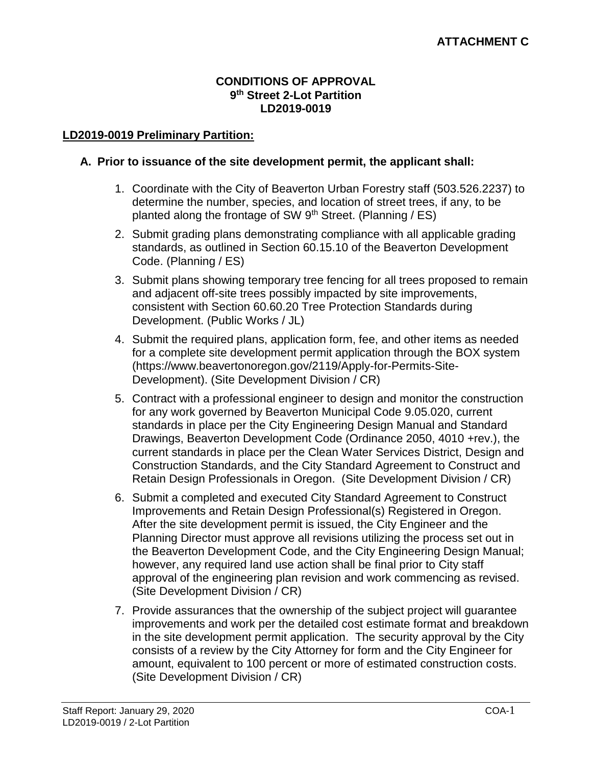**ATTACHMENT C**

**CONDITIONS OF APPROVAL**
**9th Street 2-Lot Partition**
**LD2019-0019**

## LD2019-0019 Preliminary Partition:

### A. Prior to issuance of the site development permit, the applicant shall:

1. Coordinate with the City of Beaverton Urban Forestry staff (503.526.2237) to determine the number, species, and location of street trees, if any, to be planted along the frontage of SW 9th Street. (Planning / ES)
2. Submit grading plans demonstrating compliance with all applicable grading standards, as outlined in Section 60.15.10 of the Beaverton Development Code. (Planning / ES)
3. Submit plans showing temporary tree fencing for all trees proposed to remain and adjacent off-site trees possibly impacted by site improvements, consistent with Section 60.60.20 Tree Protection Standards during Development. (Public Works / JL)
4. Submit the required plans, application form, fee, and other items as needed for a complete site development permit application through the BOX system (https://www.beavertonoregon.gov/2119/Apply-for-Permits-Site-Development). (Site Development Division / CR)
5. Contract with a professional engineer to design and monitor the construction for any work governed by Beaverton Municipal Code 9.05.020, current standards in place per the City Engineering Design Manual and Standard Drawings, Beaverton Development Code (Ordinance 2050, 4010 +rev.), the current standards in place per the Clean Water Services District, Design and Construction Standards, and the City Standard Agreement to Construct and Retain Design Professionals in Oregon. (Site Development Division / CR)
6. Submit a completed and executed City Standard Agreement to Construct Improvements and Retain Design Professional(s) Registered in Oregon. After the site development permit is issued, the City Engineer and the Planning Director must approve all revisions utilizing the process set out in the Beaverton Development Code, and the City Engineering Design Manual; however, any required land use action shall be final prior to City staff approval of the engineering plan revision and work commencing as revised. (Site Development Division / CR)
7. Provide assurances that the ownership of the subject project will guarantee improvements and work per the detailed cost estimate format and breakdown in the site development permit application. The security approval by the City consists of a review by the City Attorney for form and the City Engineer for amount, equivalent to 100 percent or more of estimated construction costs. (Site Development Division / CR)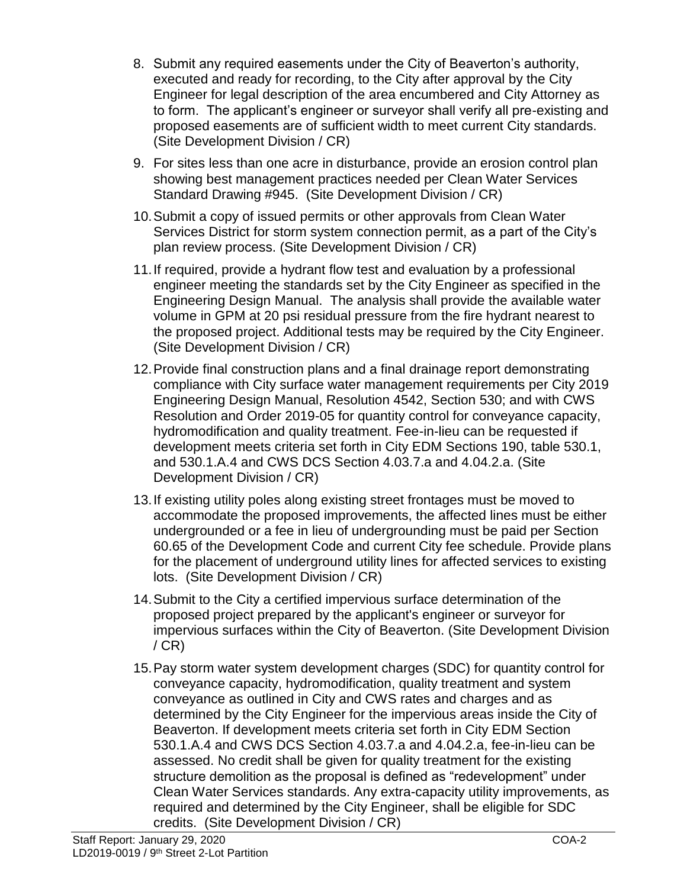8. Submit any required easements under the City of Beaverton's authority, executed and ready for recording, to the City after approval by the City Engineer for legal description of the area encumbered and City Attorney as to form. The applicant's engineer or surveyor shall verify all pre-existing and proposed easements are of sufficient width to meet current City standards. (Site Development Division / CR)

9. For sites less than one acre in disturbance, provide an erosion control plan showing best management practices needed per Clean Water Services Standard Drawing #945. (Site Development Division / CR)

10. Submit a copy of issued permits or other approvals from Clean Water Services District for storm system connection permit, as a part of the City's plan review process. (Site Development Division / CR)

11. If required, provide a hydrant flow test and evaluation by a professional engineer meeting the standards set by the City Engineer as specified in the Engineering Design Manual. The analysis shall provide the available water volume in GPM at 20 psi residual pressure from the fire hydrant nearest to the proposed project. Additional tests may be required by the City Engineer. (Site Development Division / CR)

12. Provide final construction plans and a final drainage report demonstrating compliance with City surface water management requirements per City 2019 Engineering Design Manual, Resolution 4542, Section 530; and with CWS Resolution and Order 2019-05 for quantity control for conveyance capacity, hydromodification and quality treatment. Fee-in-lieu can be requested if development meets criteria set forth in City EDM Sections 190, table 530.1, and 530.1.A.4 and CWS DCS Section 4.03.7.a and 4.04.2.a. (Site Development Division / CR)

13. If existing utility poles along existing street frontages must be moved to accommodate the proposed improvements, the affected lines must be either undergrounded or a fee in lieu of undergrounding must be paid per Section 60.65 of the Development Code and current City fee schedule. Provide plans for the placement of underground utility lines for affected services to existing lots. (Site Development Division / CR)

14. Submit to the City a certified impervious surface determination of the proposed project prepared by the applicant's engineer or surveyor for impervious surfaces within the City of Beaverton. (Site Development Division / CR)

15. Pay storm water system development charges (SDC) for quantity control for conveyance capacity, hydromodification, quality treatment and system conveyance as outlined in City and CWS rates and charges and as determined by the City Engineer for the impervious areas inside the City of Beaverton. If development meets criteria set forth in City EDM Section 530.1.A.4 and CWS DCS Section 4.03.7.a and 4.04.2.a, fee-in-lieu can be assessed. No credit shall be given for quality treatment for the existing structure demolition as the proposal is defined as "redevelopment" under Clean Water Services standards. Any extra-capacity utility improvements, as required and determined by the City Engineer, shall be eligible for SDC credits. (Site Development Division / CR)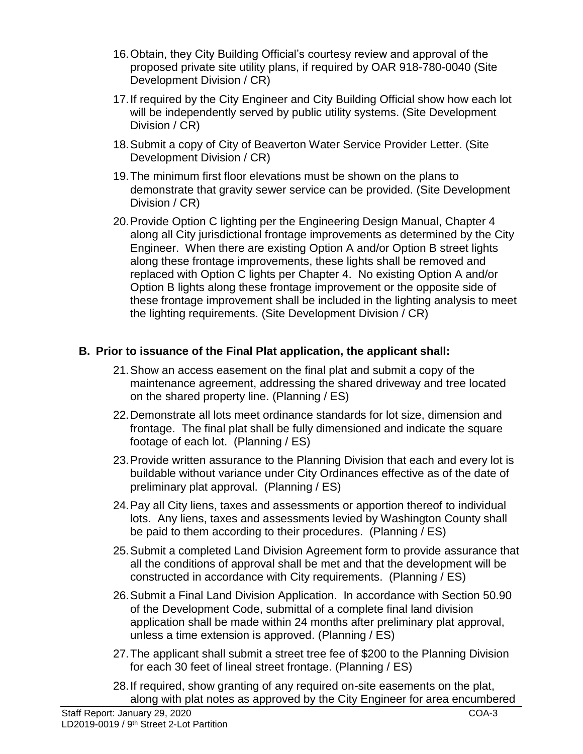16. Obtain, they City Building Official's courtesy review and approval of the proposed private site utility plans, if required by OAR 918-780-0040 (Site Development Division / CR)

17. If required by the City Engineer and City Building Official show how each lot will be independently served by public utility systems. (Site Development Division / CR)

18. Submit a copy of City of Beaverton Water Service Provider Letter. (Site Development Division / CR)

19. The minimum first floor elevations must be shown on the plans to demonstrate that gravity sewer service can be provided. (Site Development Division / CR)

20. Provide Option C lighting per the Engineering Design Manual, Chapter 4 along all City jurisdictional frontage improvements as determined by the City Engineer. When there are existing Option A and/or Option B street lights along these frontage improvements, these lights shall be removed and replaced with Option C lights per Chapter 4. No existing Option A and/or Option B lights along these frontage improvement or the opposite side of these frontage improvement shall be included in the lighting analysis to meet the lighting requirements. (Site Development Division / CR)

## B. Prior to issuance of the Final Plat application, the applicant shall:

21. Show an access easement on the final plat and submit a copy of the maintenance agreement, addressing the shared driveway and tree located on the shared property line. (Planning / ES)

22. Demonstrate all lots meet ordinance standards for lot size, dimension and frontage. The final plat shall be fully dimensioned and indicate the square footage of each lot. (Planning / ES)

23. Provide written assurance to the Planning Division that each and every lot is buildable without variance under City Ordinances effective as of the date of preliminary plat approval. (Planning / ES)

24. Pay all City liens, taxes and assessments or apportion thereof to individual lots. Any liens, taxes and assessments levied by Washington County shall be paid to them according to their procedures. (Planning / ES)

25. Submit a completed Land Division Agreement form to provide assurance that all the conditions of approval shall be met and that the development will be constructed in accordance with City requirements. (Planning / ES)

26. Submit a Final Land Division Application. In accordance with Section 50.90 of the Development Code, submittal of a complete final land division application shall be made within 24 months after preliminary plat approval, unless a time extension is approved. (Planning / ES)

27. The applicant shall submit a street tree fee of $200 to the Planning Division for each 30 feet of lineal street frontage. (Planning / ES)

28. If required, show granting of any required on-site easements on the plat, along with plat notes as approved by the City Engineer for area encumbered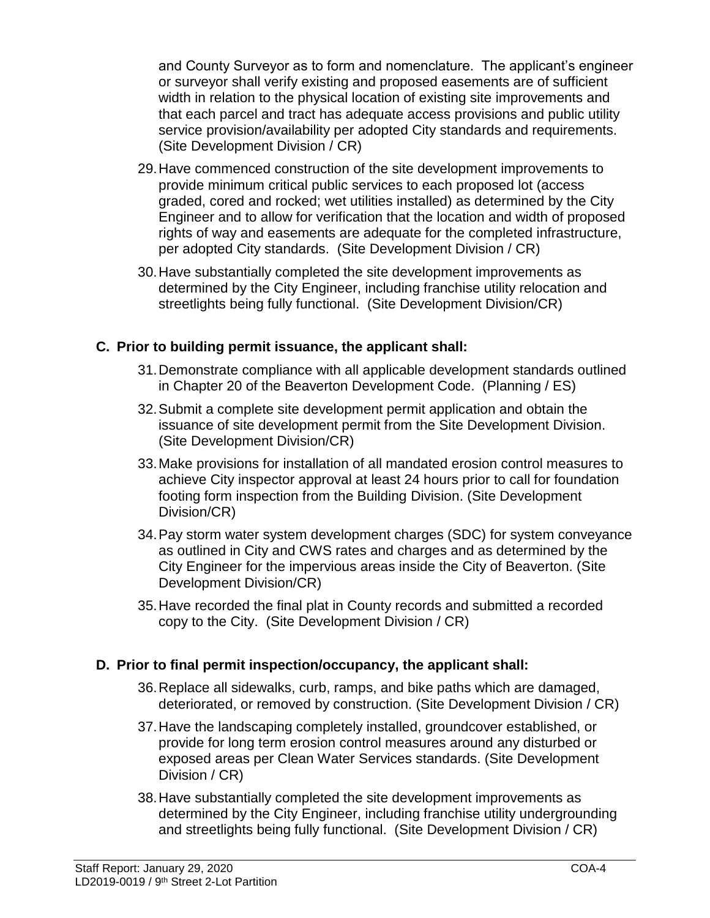and County Surveyor as to form and nomenclature. The applicant's engineer or surveyor shall verify existing and proposed easements are of sufficient width in relation to the physical location of existing site improvements and that each parcel and tract has adequate access provisions and public utility service provision/availability per adopted City standards and requirements. (Site Development Division / CR)

29. Have commenced construction of the site development improvements to provide minimum critical public services to each proposed lot (access graded, cored and rocked; wet utilities installed) as determined by the City Engineer and to allow for verification that the location and width of proposed rights of way and easements are adequate for the completed infrastructure, per adopted City standards. (Site Development Division / CR)

30. Have substantially completed the site development improvements as determined by the City Engineer, including franchise utility relocation and streetlights being fully functional. (Site Development Division/CR)

### C. Prior to building permit issuance, the applicant shall:

31. Demonstrate compliance with all applicable development standards outlined in Chapter 20 of the Beaverton Development Code. (Planning / ES)

32. Submit a complete site development permit application and obtain the issuance of site development permit from the Site Development Division. (Site Development Division/CR)

33. Make provisions for installation of all mandated erosion control measures to achieve City inspector approval at least 24 hours prior to call for foundation footing form inspection from the Building Division. (Site Development Division/CR)

34. Pay storm water system development charges (SDC) for system conveyance as outlined in City and CWS rates and charges and as determined by the City Engineer for the impervious areas inside the City of Beaverton. (Site Development Division/CR)

35. Have recorded the final plat in County records and submitted a recorded copy to the City. (Site Development Division / CR)

### D. Prior to final permit inspection/occupancy, the applicant shall:

36. Replace all sidewalks, curb, ramps, and bike paths which are damaged, deteriorated, or removed by construction. (Site Development Division / CR)

37. Have the landscaping completely installed, groundcover established, or provide for long term erosion control measures around any disturbed or exposed areas per Clean Water Services standards. (Site Development Division / CR)

38. Have substantially completed the site development improvements as determined by the City Engineer, including franchise utility undergrounding and streetlights being fully functional. (Site Development Division / CR)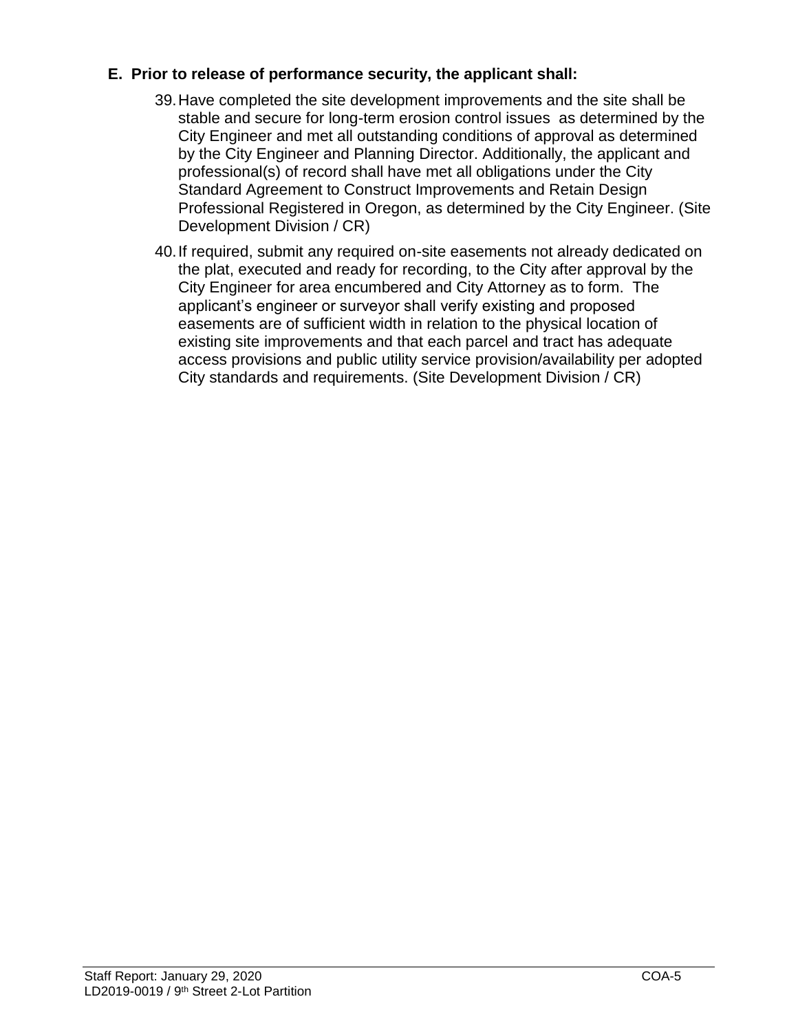**E. Prior to release of performance security, the applicant shall:**

39. Have completed the site development improvements and the site shall be stable and secure for long-term erosion control issues as determined by the City Engineer and met all outstanding conditions of approval as determined by the City Engineer and Planning Director. Additionally, the applicant and professional(s) of record shall have met all obligations under the City Standard Agreement to Construct Improvements and Retain Design Professional Registered in Oregon, as determined by the City Engineer. (Site Development Division / CR)

40. If required, submit any required on-site easements not already dedicated on the plat, executed and ready for recording, to the City after approval by the City Engineer for area encumbered and City Attorney as to form. The applicant's engineer or surveyor shall verify existing and proposed easements are of sufficient width in relation to the physical location of existing site improvements and that each parcel and tract has adequate access provisions and public utility service provision/availability per adopted City standards and requirements. (Site Development Division / CR)